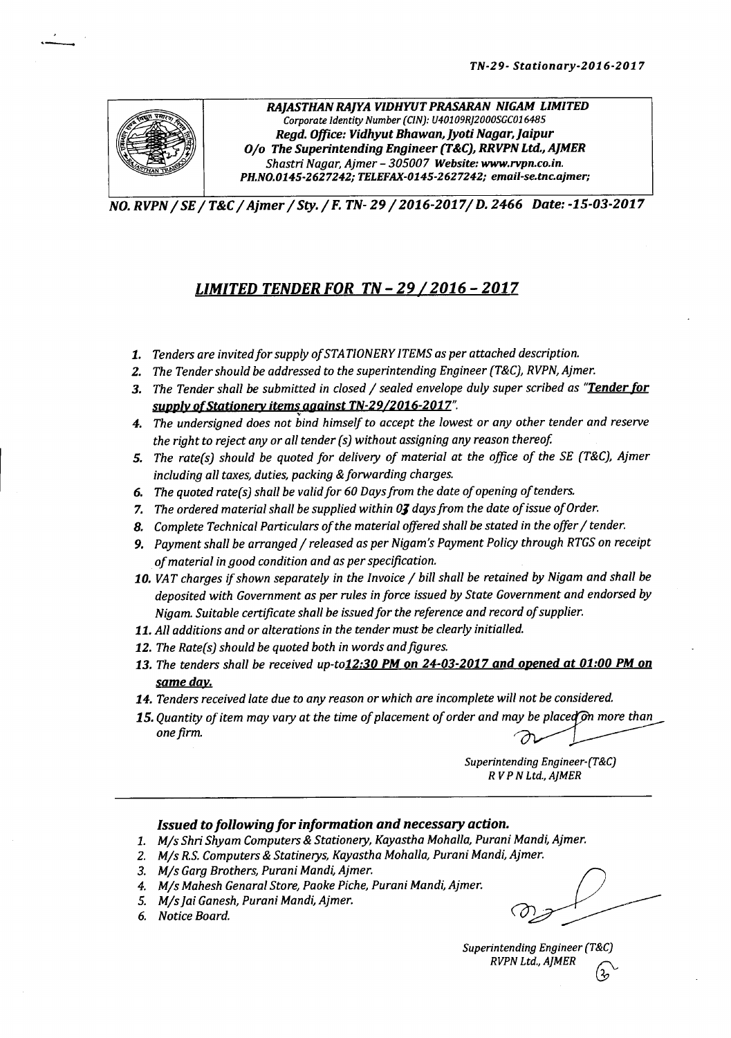TN-29- Stationary-2016-2017

***RAJASTHAN RAJYA VIDHYUT PRASARAN NIGAM LIMITED***
*Corporate Identity Number (CIN): U40109RJ2000SGC016485*
***Regd. Office: Vidhyut Bhawan, Jyoti Nagar, Jaipur***
***O/o The Superintending Engineer (T&C), RRVPN Ltd., AJMER***
*Shastri Nagar, Ajmer – 305007* ***Website: www.rvpn.co.in.***
***PH.NO.0145-2627242; TELEFAX-0145-2627242; email-se.tnc.ajmer;***

***NO. RVPN / SE / T&C / Ajmer / Sty. / F. TN- 29 / 2016-2017/ D. 2466 Date: -15-03-2017***

# ***LIMITED TENDER FOR TN – 29 / 2016 – 2017***

1. *Tenders are invited for supply of STATIONERY ITEMS as per attached description.*
2. *The Tender should be addressed to the superintending Engineer (T&C), RVPN, Ajmer.*
3. *The Tender shall be submitted in closed / sealed envelope duly super scribed as "**Tender for supply of Stationery items against TN-29/2016-2017**".*
4. *The undersigned does not bind himself to accept the lowest or any other tender and reserve the right to reject any or all tender (s) without assigning any reason thereof.*
5. *The rate(s) should be quoted for delivery of material at the office of the SE (T&C), Ajmer including all taxes, duties, packing & forwarding charges.*
6. *The quoted rate(s) shall be valid for 60 Days from the date of opening of tenders.*
7. *The ordered material shall be supplied within 03 days from the date of issue of Order.*
8. *Complete Technical Particulars of the material offered shall be stated in the offer / tender.*
9. *Payment shall be arranged / released as per Nigam's Payment Policy through RTGS on receipt of material in good condition and as per specification.*
10. *VAT charges if shown separately in the Invoice / bill shall be retained by Nigam and shall be deposited with Government as per rules in force issued by State Government and endorsed by Nigam. Suitable certificate shall be issued for the reference and record of supplier.*
11. *All additions and or alterations in the tender must be clearly initialled.*
12. *The Rate(s) should be quoted both in words and figures.*
13. *The tenders shall be received up-to **12:30 PM on 24-03-2017 and opened at 01:00 PM on same day.***
14. *Tenders received late due to any reason or which are incomplete will not be considered.*
15. *Quantity of item may vary at the time of placement of order and may be placed on more than one firm.*

*Superintending Engineer-(T&C)*
*R V P N Ltd., AJMER*

### ***Issued to following for information and necessary action.***

1. *M/s Shri Shyam Computers & Stationery, Kayastha Mohalla, Purani Mandi, Ajmer.*
2. *M/s R.S. Computers & Statinerys, Kayastha Mohalla, Purani Mandi, Ajmer.*
3. *M/s Garg Brothers, Purani Mandi, Ajmer.*
4. *M/s Mahesh Genaral Store, Paoke Piche, Purani Mandi, Ajmer.*
5. *M/s Jai Ganesh, Purani Mandi, Ajmer.*
6. *Notice Board.*

*Superintending Engineer (T&C)*
*RVPN Ltd., AJMER*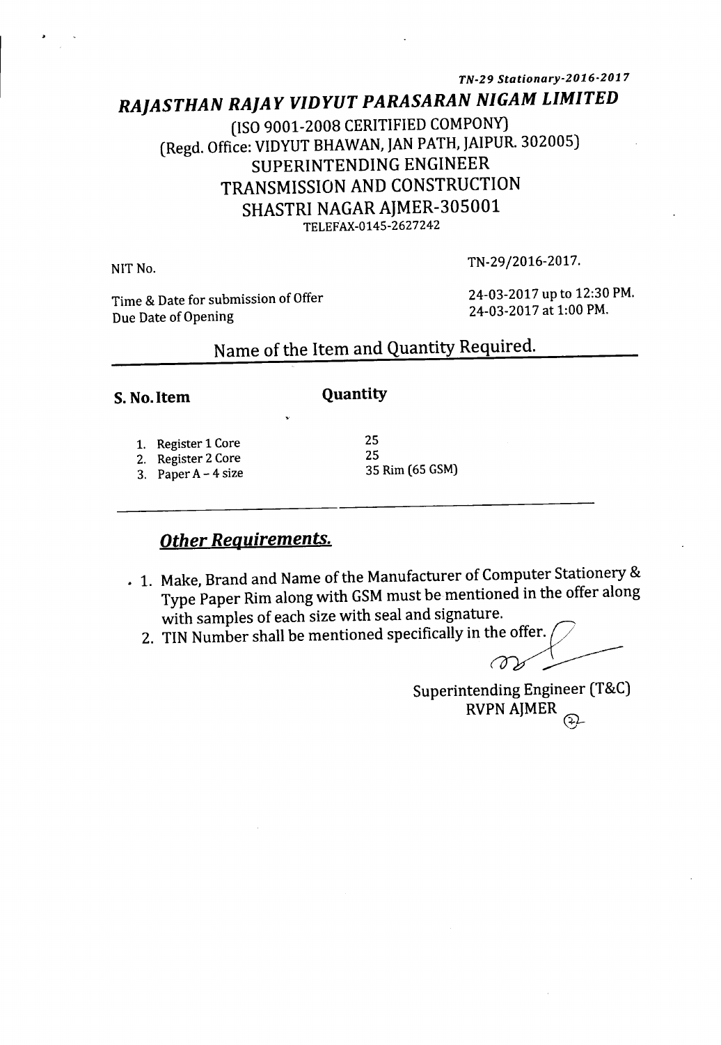*TN-29 Stationary-2016-2017*

# *RAJASTHAN RAJAY VIDYUT PARASARAN NIGAM LIMITED*

(ISO 9001-2008 CERITIFIED COMPONY)
(Regd. Office: VIDYUT BHAWAN, JAN PATH, JAIPUR. 302005)
SUPERINTENDING ENGINEER
TRANSMISSION AND CONSTRUCTION
SHASTRI NAGAR AJMER-305001
TELEFAX-0145-2627242

| | |
|---|---|
| NIT No. | TN-29/2016-2017. |
| Time & Date for submission of Offer | 24-03-2017 up to 12:30 PM. |
| Due Date of Opening | 24-03-2017 at 1:00 PM. |

## Name of the Item and Quantity Required.

| S. No. Item | Quantity |
|---|---|
| 1. Register 1 Core | 25 |
| 2. Register 2 Core | 25 |
| 3. Paper A – 4 size | 35 Rim (65 GSM) |

## ***Other Requirements.***

1. Make, Brand and Name of the Manufacturer of Computer Stationery & Type Paper Rim along with GSM must be mentioned in the offer along with samples of each size with seal and signature.
2. TIN Number shall be mentioned specifically in the offer.

Superintending Engineer (T&C)
RVPN AJMER